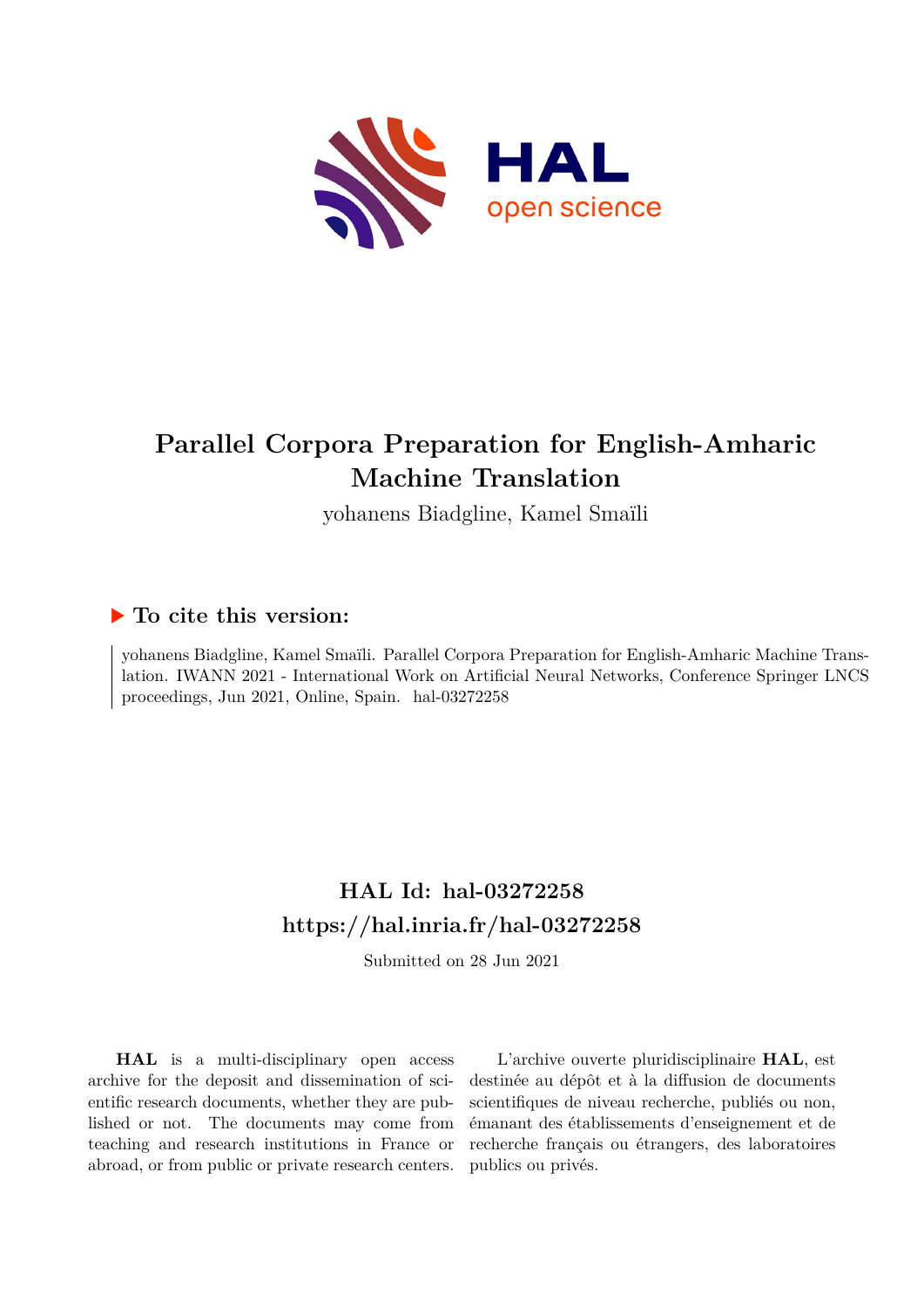# Parallel Corpora Preparation for English-Amharic Machine Translation

yohanens Biadgline, Kamel Smaïli

## ▶ To cite this version:

yohanens Biadgline, Kamel Smaïli. Parallel Corpora Preparation for English-Amharic Machine Translation. IWANN 2021 - International Work on Artificial Neural Networks, Conference Springer LNCS proceedings, Jun 2021, Online, Spain. hal-03272258

## HAL Id: hal-03272258

## https://hal.inria.fr/hal-03272258

Submitted on 28 Jun 2021

**HAL** is a multi-disciplinary open access archive for the deposit and dissemination of scientific research documents, whether they are published or not. The documents may come from teaching and research institutions in France or abroad, or from public or private research centers.

L'archive ouverte pluridisciplinaire **HAL**, est destinée au dépôt et à la diffusion de documents scientifiques de niveau recherche, publiés ou non, émanant des établissements d'enseignement et de recherche français ou étrangers, des laboratoires publics ou privés.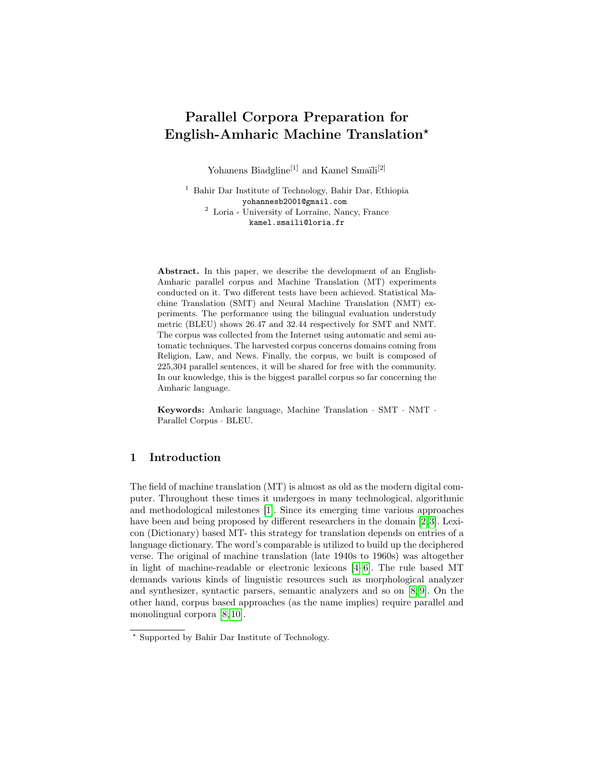# Parallel Corpora Preparation for English-Amharic Machine Translation*

Yohanens Biadgline[1] and Kamel Smaïli[2]

[1] Bahir Dar Institute of Technology, Bahir Dar, Ethiopia
yohannesb2001@gmail.com

[2] Loria - University of Lorraine, Nancy, France
kamel.smaili@loria.fr

**Abstract.** In this paper, we describe the development of an English-Amharic parallel corpus and Machine Translation (MT) experiments conducted on it. Two different tests have been achieved. Statistical Machine Translation (SMT) and Neural Machine Translation (NMT) experiments. The performance using the bilingual evaluation understudy metric (BLEU) shows 26.47 and 32.44 respectively for SMT and NMT. The corpus was collected from the Internet using automatic and semi automatic techniques. The harvested corpus concerns domains coming from Religion, Law, and News. Finally, the corpus, we built is composed of 225,304 parallel sentences, it will be shared for free with the community. In our knowledge, this is the biggest parallel corpus so far concerning the Amharic language.

**Keywords:** Amharic language, Machine Translation · SMT · NMT · Parallel Corpus · BLEU.

## 1 Introduction

The field of machine translation (MT) is almost as old as the modern digital computer. Throughout these times it undergoes in many technological, algorithmic and methodological milestones [1]. Since its emerging time various approaches have been and being proposed by different researchers in the domain [2,3]. Lexicon (Dictionary) based MT- this strategy for translation depends on entries of a language dictionary. The word's comparable is utilized to build up the deciphered verse. The original of machine translation (late 1940s to 1960s) was altogether in light of machine-readable or electronic lexicons [4–6]. The rule based MT demands various kinds of linguistic resources such as morphological analyzer and synthesizer, syntactic parsers, semantic analyzers and so on [8,9]. On the other hand, corpus based approaches (as the name implies) require parallel and monolingual corpora [8,10].

* Supported by Bahir Dar Institute of Technology.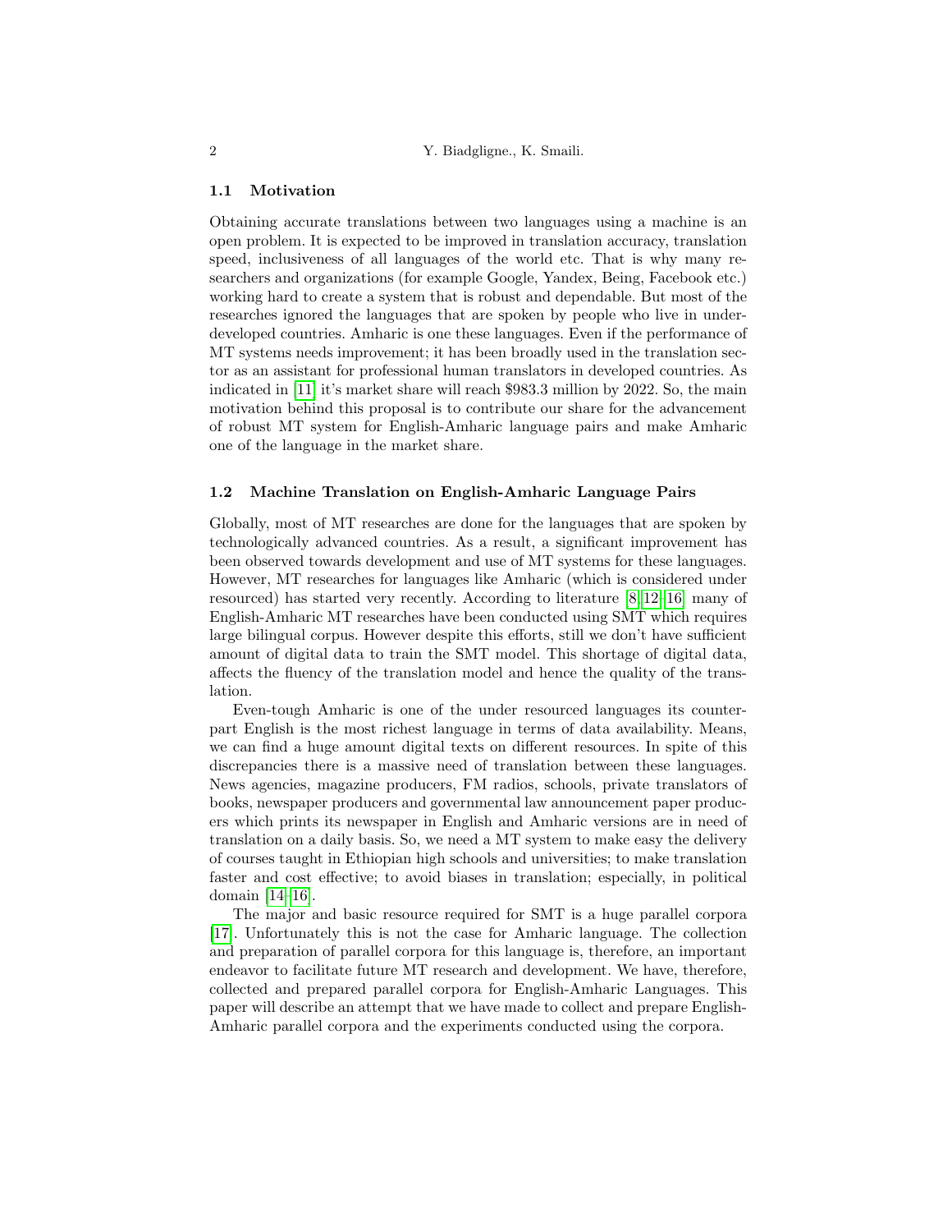### 1.1 Motivation

Obtaining accurate translations between two languages using a machine is an open problem. It is expected to be improved in translation accuracy, translation speed, inclusiveness of all languages of the world etc. That is why many researchers and organizations (for example Google, Yandex, Being, Facebook etc.) working hard to create a system that is robust and dependable. But most of the researches ignored the languages that are spoken by people who live in underdeveloped countries. Amharic is one these languages. Even if the performance of MT systems needs improvement; it has been broadly used in the translation sector as an assistant for professional human translators in developed countries. As indicated in [11] it's market share will reach $983.3 million by 2022. So, the main motivation behind this proposal is to contribute our share for the advancement of robust MT system for English-Amharic language pairs and make Amharic one of the language in the market share.

### 1.2 Machine Translation on English-Amharic Language Pairs

Globally, most of MT researches are done for the languages that are spoken by technologically advanced countries. As a result, a significant improvement has been observed towards development and use of MT systems for these languages. However, MT researches for languages like Amharic (which is considered under resourced) has started very recently. According to literature [8][12][16] many of English-Amharic MT researches have been conducted using SMT which requires large bilingual corpus. However despite this efforts, still we don't have sufficient amount of digital data to train the SMT model. This shortage of digital data, affects the fluency of the translation model and hence the quality of the translation.

Even-tough Amharic is one of the under resourced languages its counterpart English is the most richest language in terms of data availability. Means, we can find a huge amount digital texts on different resources. In spite of this discrepancies there is a massive need of translation between these languages. News agencies, magazine producers, FM radios, schools, private translators of books, newspaper producers and governmental law announcement paper producers which prints its newspaper in English and Amharic versions are in need of translation on a daily basis. So, we need a MT system to make easy the delivery of courses taught in Ethiopian high schools and universities; to make translation faster and cost effective; to avoid biases in translation; especially, in political domain [14][16].

The major and basic resource required for SMT is a huge parallel corpora [17]. Unfortunately this is not the case for Amharic language. The collection and preparation of parallel corpora for this language is, therefore, an important endeavor to facilitate future MT research and development. We have, therefore, collected and prepared parallel corpora for English-Amharic Languages. This paper will describe an attempt that we have made to collect and prepare English-Amharic parallel corpora and the experiments conducted using the corpora.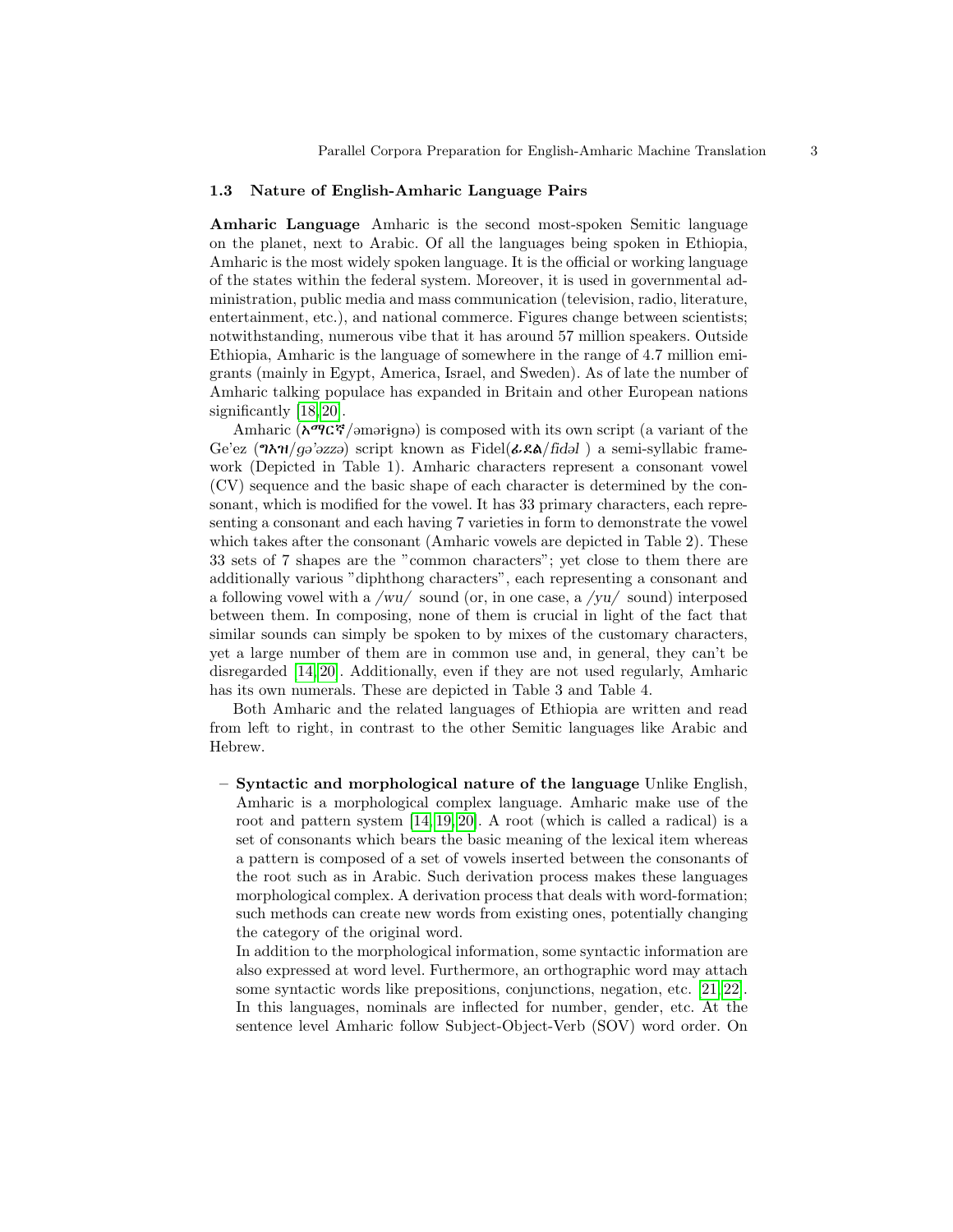### 1.3 Nature of English-Amharic Language Pairs

**Amharic Language** Amharic is the second most-spoken Semitic language on the planet, next to Arabic. Of all the languages being spoken in Ethiopia, Amharic is the most widely spoken language. It is the official or working language of the states within the federal system. Moreover, it is used in governmental administration, public media and mass communication (television, radio, literature, entertainment, etc.), and national commerce. Figures change between scientists; notwithstanding, numerous vibe that it has around 57 million speakers. Outside Ethiopia, Amharic is the language of somewhere in the range of 4.7 million emigrants (mainly in Egypt, America, Israel, and Sweden). As of late the number of Amharic talking populace has expanded in Britain and other European nations significantly [18,20].

Amharic (አማርኛ/əmərignə) is composed with its own script (a variant of the Ge'ez (ግእዝ/*gə'əzzə*) script known as Fidel(ፊደል/*fidəl* ) a semi-syllabic framework (Depicted in Table 1). Amharic characters represent a consonant vowel (CV) sequence and the basic shape of each character is determined by the consonant, which is modified for the vowel. It has 33 primary characters, each representing a consonant and each having 7 varieties in form to demonstrate the vowel which takes after the consonant (Amharic vowels are depicted in Table 2). These 33 sets of 7 shapes are the "common characters"; yet close to them there are additionally various "diphthong characters", each representing a consonant and a following vowel with a /*wu*/ sound (or, in one case, a /*yu*/ sound) interposed between them. In composing, none of them is crucial in light of the fact that similar sounds can simply be spoken to by mixes of the customary characters, yet a large number of them are in common use and, in general, they can't be disregarded [14,20]. Additionally, even if they are not used regularly, Amharic has its own numerals. These are depicted in Table 3 and Table 4.

Both Amharic and the related languages of Ethiopia are written and read from left to right, in contrast to the other Semitic languages like Arabic and Hebrew.

– **Syntactic and morphological nature of the language** Unlike English, Amharic is a morphological complex language. Amharic make use of the root and pattern system [14,19,20]. A root (which is called a radical) is a set of consonants which bears the basic meaning of the lexical item whereas a pattern is composed of a set of vowels inserted between the consonants of the root such as in Arabic. Such derivation process makes these languages morphological complex. A derivation process that deals with word-formation; such methods can create new words from existing ones, potentially changing the category of the original word.

  In addition to the morphological information, some syntactic information are also expressed at word level. Furthermore, an orthographic word may attach some syntactic words like prepositions, conjunctions, negation, etc. [21,22]. In this languages, nominals are inflected for number, gender, etc. At the sentence level Amharic follow Subject-Object-Verb (SOV) word order. On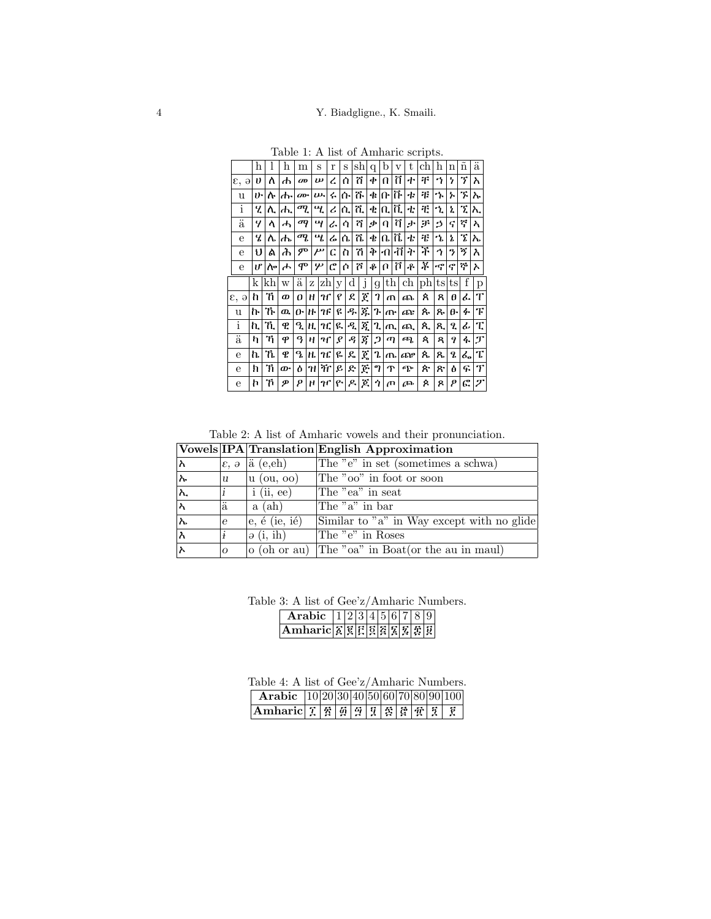Table 1: A list of Amharic scripts.

| | h | l | h | m | s | r | s | sh | q | b | v | t | ch | h | n | ñ | ä |
|---|---|---|---|---|---|---|---|---|---|---|---|---|---|---|---|---|---|
| ε, ə | ሀ | ለ | ሐ | መ | ሠ | ረ | ሰ | ሸ | ቀ | በ | ቨ | ተ | ቸ | ኀ | ነ | ኘ | አ |
| u | ሁ | ሉ | ሑ | ሙ | ሡ | ሩ | ሱ | ሹ | ቁ | ቡ | ቩ | ቱ | ቹ | ኁ | ኑ | ኙ | ኡ |
| i | ሂ | ሊ | ሒ | ሚ | ሢ | ሪ | ሲ | ሺ | ቂ | ቢ | ቪ | ቲ | ቺ | ኂ | ኒ | ኚ | ኢ |
| ä | ሃ | ላ | ሓ | ማ | ሣ | ራ | ሳ | ሻ | ቃ | ባ | ቫ | ታ | ቻ | ኃ | ና | ኛ | ኣ |
| e | ሄ | ሌ | ሔ | ሜ | ሤ | ሬ | ሴ | ሼ | ቄ | ቤ | ቬ | ቴ | ቼ | ኄ | ኔ | ኜ | ኤ |
| e | ህ | ል | ሕ | ም | ሥ | ር | ስ | ሽ | ቅ | ብ | ቭ | ት | ች | ኅ | ን | ኝ | እ |
| e | ሆ | ሎ | ሖ | ሞ | ሦ | ሮ | ሶ | ሾ | ቆ | ቦ | ቮ | ቶ | ቾ | ኆ | ኖ | ኞ | ኦ |
| | k | kh | w | ä | z | zh | y | d | j | g | th | ch | ph | ts | ts | f | p |
| ε, ə | ከ | ኸ | ወ | ዐ | ዘ | ዠ | የ | ደ | ጀ | ገ | ጠ | ጨ | ጰ | ጸ | ፀ | ፈ | ፐ |
| u | ኩ | ኹ | ዉ | ዑ | ዙ | ዡ | ዩ | ዱ | ጁ | ጉ | ጡ | ጩ | ጱ | ጹ | ፁ | ፉ | ፑ |
| i | ኪ | ኺ | ዊ | ዒ | ዚ | ዢ | ዪ | ዲ | ጂ | ጊ | ጢ | ጪ | ጲ | ጺ | ፂ | ፊ | ፒ |
| ä | ካ | ኻ | ዋ | ዓ | ዛ | ዣ | ያ | ዳ | ጃ | ጋ | ጣ | ጫ | ጳ | ጻ | ፃ | ፋ | ፓ |
| e | ኬ | ኼ | ዌ | ዔ | ዜ | ዤ | ዬ | ዴ | ጄ | ጌ | ጤ | ጬ | ጴ | ጼ | ፄ | ፌ | ፔ |
| e | ክ | ኽ | ው | ዕ | ዝ | ዥ | ይ | ድ | ጅ | ግ | ጥ | ጭ | ጵ | ጽ | ፅ | ፍ | ፕ |
| e | ኮ | ኾ | ዎ | ዖ | ዞ | ዦ | ዮ | ዶ | ጆ | ጎ | ጦ | ጮ | ጶ | ጾ | ፆ | ፎ | ፖ |

Table 2: A list of Amharic vowels and their pronunciation.

| Vowels | IPA | Translation | English Approximation |
|---|---|---|---|
| አ | ε, ə | ä (e,eh) | The "e" in set (sometimes a schwa) |
| ኡ | u | u (ou, oo) | The "oo" in foot or soon |
| ኢ | i | i (ii, ee) | The "ea" in seat |
| ኣ | ä | a (ah) | The "a" in bar |
| ኤ | e | e, é (ie, ié) | Similar to "a" in Way except with no glide |
| እ | ɨ | ə (i, ih) | The "e" in Roses |
| ኦ | o | o (oh or au) | The "oa" in Boat(or the au in maul) |

Table 3: A list of Gee'z/Amharic Numbers.

| Arabic | 1 | 2 | 3 | 4 | 5 | 6 | 7 | 8 | 9 |
|---|---|---|---|---|---|---|---|---|---|
| Amharic | ፩ | ፪ | ፫ | ፬ | ፭ | ፮ | ፯ | ፰ | ፱ |

Table 4: A list of Gee'z/Amharic Numbers.

| Arabic | 10 | 20 | 30 | 40 | 50 | 60 | 70 | 80 | 90 | 100 |
|---|---|---|---|---|---|---|---|---|---|---|
| Amharic | ፲ | ፳ | ፴ | ፵ | ፶ | ፷ | ፸ | ፹ | ፺ | ፻ |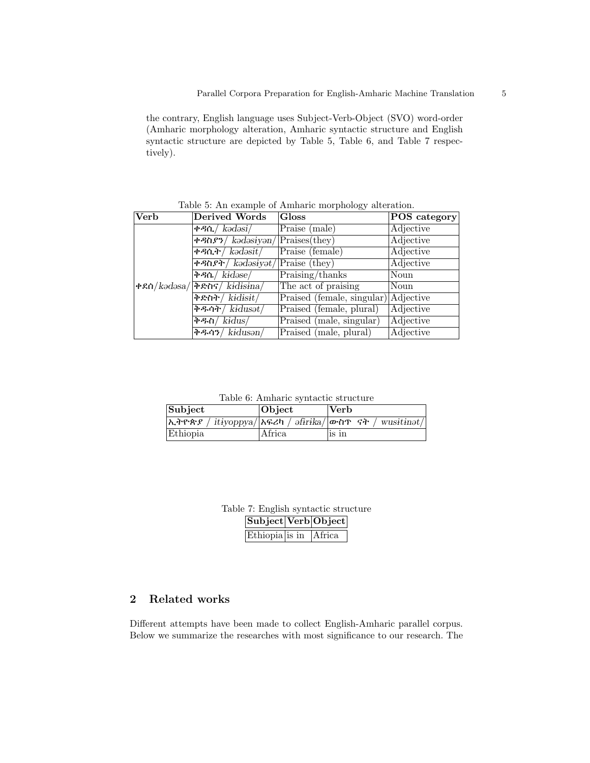the contrary, English language uses Subject-Verb-Object (SVO) word-order (Amharic morphology alteration, Amharic syntactic structure and English syntactic structure are depicted by Table 5, Table 6, and Table 7 respectively).

Table 5: An example of Amharic morphology alteration.

| Verb | Derived Words | Gloss | POS category |
|---|---|---|---|
| ቀደሰ/*kədəsa*/ | ቀዳሲ/ *kədəsi*/ | Praise (male) | Adjective |
| | ቀዳስያን/ *kədəsiyən*/ | Praises(they) | Adjective |
| | ቀዳሲት/ *kədəsit*/ | Praise (female) | Adjective |
| | ቀዳስያት/ *kədəsiyət*/ | Praise (they) | Adjective |
| | ቅዳሴ/ *kɨdəse*/ | Praising/thanks | Noun |
| | ቅድስና/ *kɨdisina*/ | The act of praising | Noun |
| | ቅድስት/ *kɨdisit*/ | Praised (female, singular) | Adjective |
| | ቅዱሳት/ *kɨdusət*/ | Praised (female, plural) | Adjective |
| | ቅዱስ/ *kɨdus*/ | Praised (male, singular) | Adjective |
| | ቅዱሳን/ *kɨdusən*/ | Praised (male, plural) | Adjective |

Table 6: Amharic syntactic structure

| Subject | Object | Verb |
|---|---|---|
| ኢትዮጵያ / *itiyoppya*/ | አፍሪካ / *əfirika*/ | ውስጥ ናት / *wusitinət*/ |
| Ethiopia | Africa | is in |

Table 7: English syntactic structure

| Subject | Verb | Object |
|---|---|---|
| Ethiopia | is in | Africa |

## 2 Related works

Different attempts have been made to collect English-Amharic parallel corpus. Below we summarize the researches with most significance to our research. The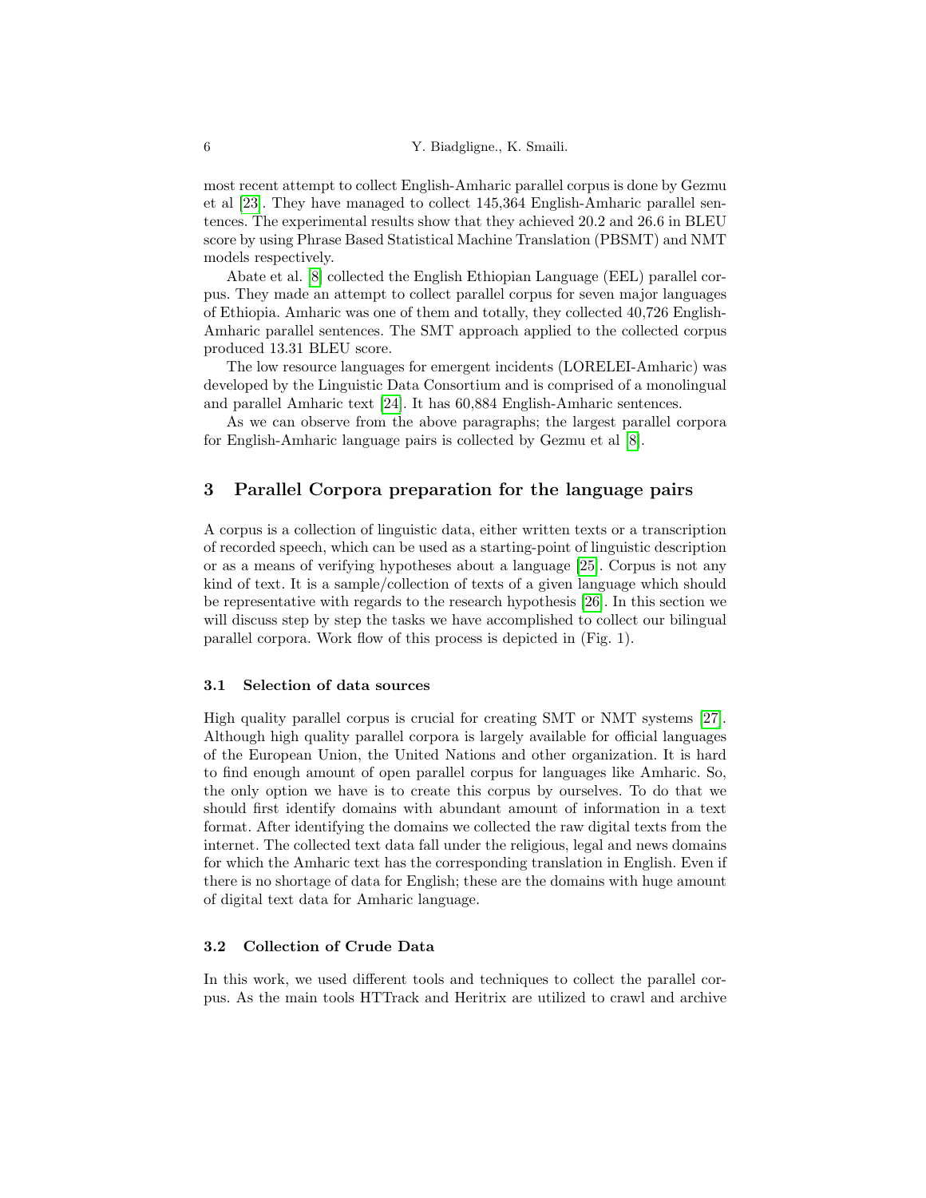most recent attempt to collect English-Amharic parallel corpus is done by Gezmu et al [23]. They have managed to collect 145,364 English-Amharic parallel sentences. The experimental results show that they achieved 20.2 and 26.6 in BLEU score by using Phrase Based Statistical Machine Translation (PBSMT) and NMT models respectively.

Abate et al. [8] collected the English Ethiopian Language (EEL) parallel corpus. They made an attempt to collect parallel corpus for seven major languages of Ethiopia. Amharic was one of them and totally, they collected 40,726 English-Amharic parallel sentences. The SMT approach applied to the collected corpus produced 13.31 BLEU score.

The low resource languages for emergent incidents (LORELEI-Amharic) was developed by the Linguistic Data Consortium and is comprised of a monolingual and parallel Amharic text [24]. It has 60,884 English-Amharic sentences.

As we can observe from the above paragraphs; the largest parallel corpora for English-Amharic language pairs is collected by Gezmu et al [8].

## 3 Parallel Corpora preparation for the language pairs

A corpus is a collection of linguistic data, either written texts or a transcription of recorded speech, which can be used as a starting-point of linguistic description or as a means of verifying hypotheses about a language [25]. Corpus is not any kind of text. It is a sample/collection of texts of a given language which should be representative with regards to the research hypothesis [26]. In this section we will discuss step by step the tasks we have accomplished to collect our bilingual parallel corpora. Work flow of this process is depicted in (Fig. 1).

### 3.1 Selection of data sources

High quality parallel corpus is crucial for creating SMT or NMT systems [27]. Although high quality parallel corpora is largely available for official languages of the European Union, the United Nations and other organization. It is hard to find enough amount of open parallel corpus for languages like Amharic. So, the only option we have is to create this corpus by ourselves. To do that we should first identify domains with abundant amount of information in a text format. After identifying the domains we collected the raw digital texts from the internet. The collected text data fall under the religious, legal and news domains for which the Amharic text has the corresponding translation in English. Even if there is no shortage of data for English; these are the domains with huge amount of digital text data for Amharic language.

### 3.2 Collection of Crude Data

In this work, we used different tools and techniques to collect the parallel corpus. As the main tools HTTrack and Heritrix are utilized to crawl and archive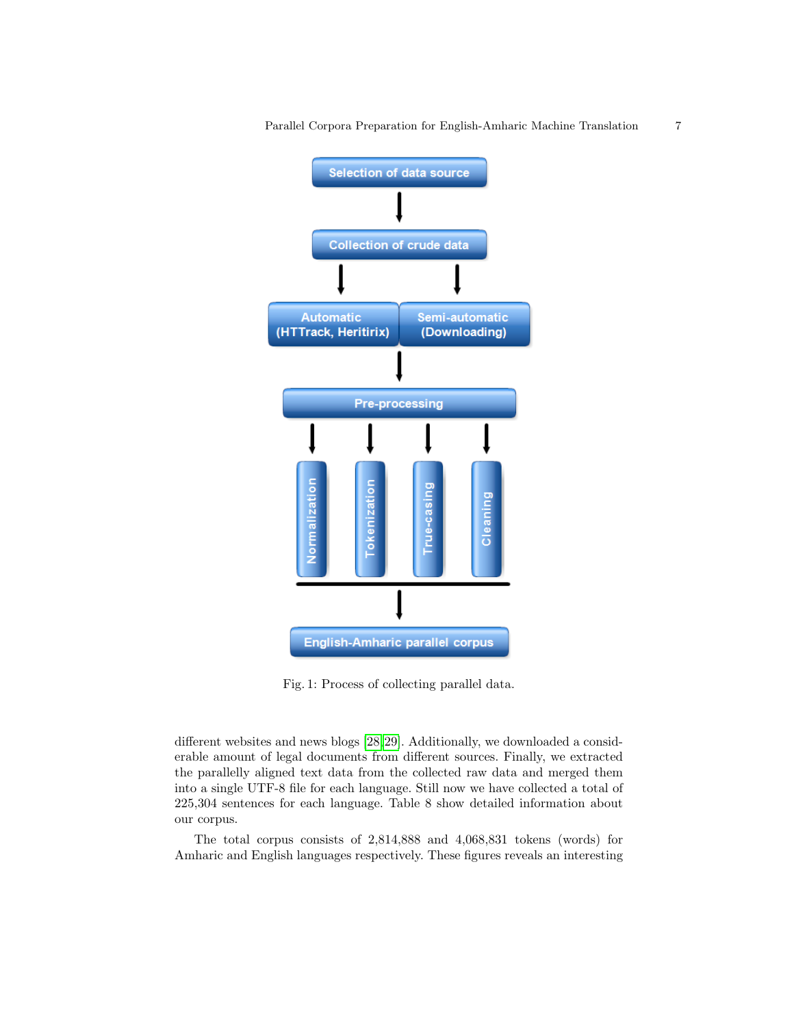Fig. 1: Process of collecting parallel data.

different websites and news blogs [28,29]. Additionally, we downloaded a considerable amount of legal documents from different sources. Finally, we extracted the parallelly aligned text data from the collected raw data and merged them into a single UTF-8 file for each language. Still now we have collected a total of 225,304 sentences for each language. Table 8 show detailed information about our corpus.

The total corpus consists of 2,814,888 and 4,068,831 tokens (words) for Amharic and English languages respectively. These figures reveals an interesting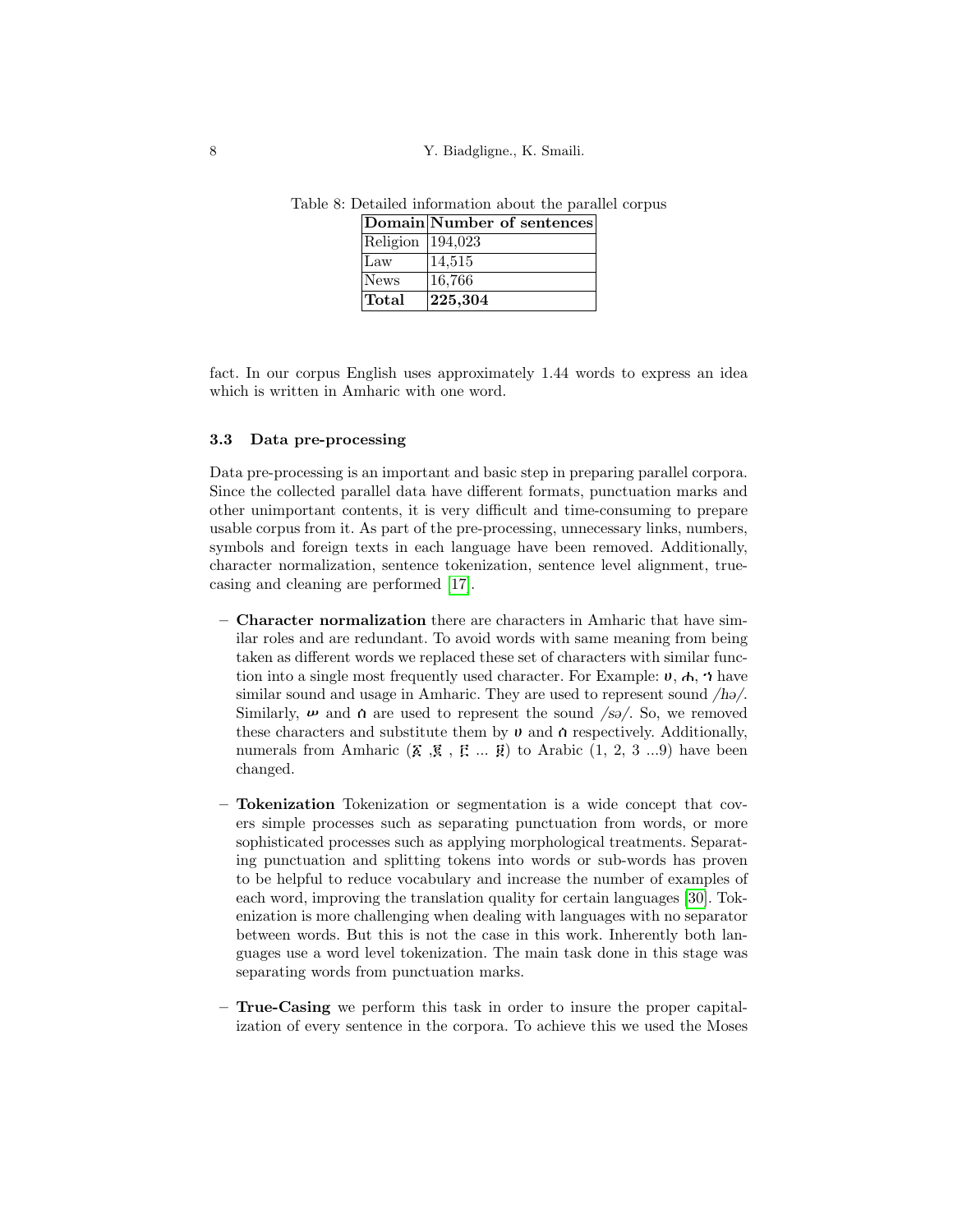Table 8: Detailed information about the parallel corpus

| Domain | Number of sentences |
|---|---|
| Religion | 194,023 |
| Law | 14,515 |
| News | 16,766 |
| **Total** | **225,304** |

fact. In our corpus English uses approximately 1.44 words to express an idea which is written in Amharic with one word.

### 3.3 Data pre-processing

Data pre-processing is an important and basic step in preparing parallel corpora. Since the collected parallel data have different formats, punctuation marks and other unimportant contents, it is very difficult and time-consuming to prepare usable corpus from it. As part of the pre-processing, unnecessary links, numbers, symbols and foreign texts in each language have been removed. Additionally, character normalization, sentence tokenization, sentence level alignment, true-casing and cleaning are performed [17].

- **Character normalization** there are characters in Amharic that have similar roles and are redundant. To avoid words with same meaning from being taken as different words we replaced these set of characters with similar function into a single most frequently used character. For Example: ሀ, ሐ, ኀ have similar sound and usage in Amharic. They are used to represent sound /hə/. Similarly, ሠ and ሰ are used to represent the sound /sə/. So, we removed these characters and substitute them by ሀ and ሰ respectively. Additionally, numerals from Amharic (፩ ,፪ , ፫ ... ፱) to Arabic (1, 2, 3 ...9) have been changed.

- **Tokenization** Tokenization or segmentation is a wide concept that covers simple processes such as separating punctuation from words, or more sophisticated processes such as applying morphological treatments. Separating punctuation and splitting tokens into words or sub-words has proven to be helpful to reduce vocabulary and increase the number of examples of each word, improving the translation quality for certain languages [30]. Tokenization is more challenging when dealing with languages with no separator between words. But this is not the case in this work. Inherently both languages use a word level tokenization. The main task done in this stage was separating words from punctuation marks.

- **True-Casing** we perform this task in order to insure the proper capitalization of every sentence in the corpora. To achieve this we used the Moses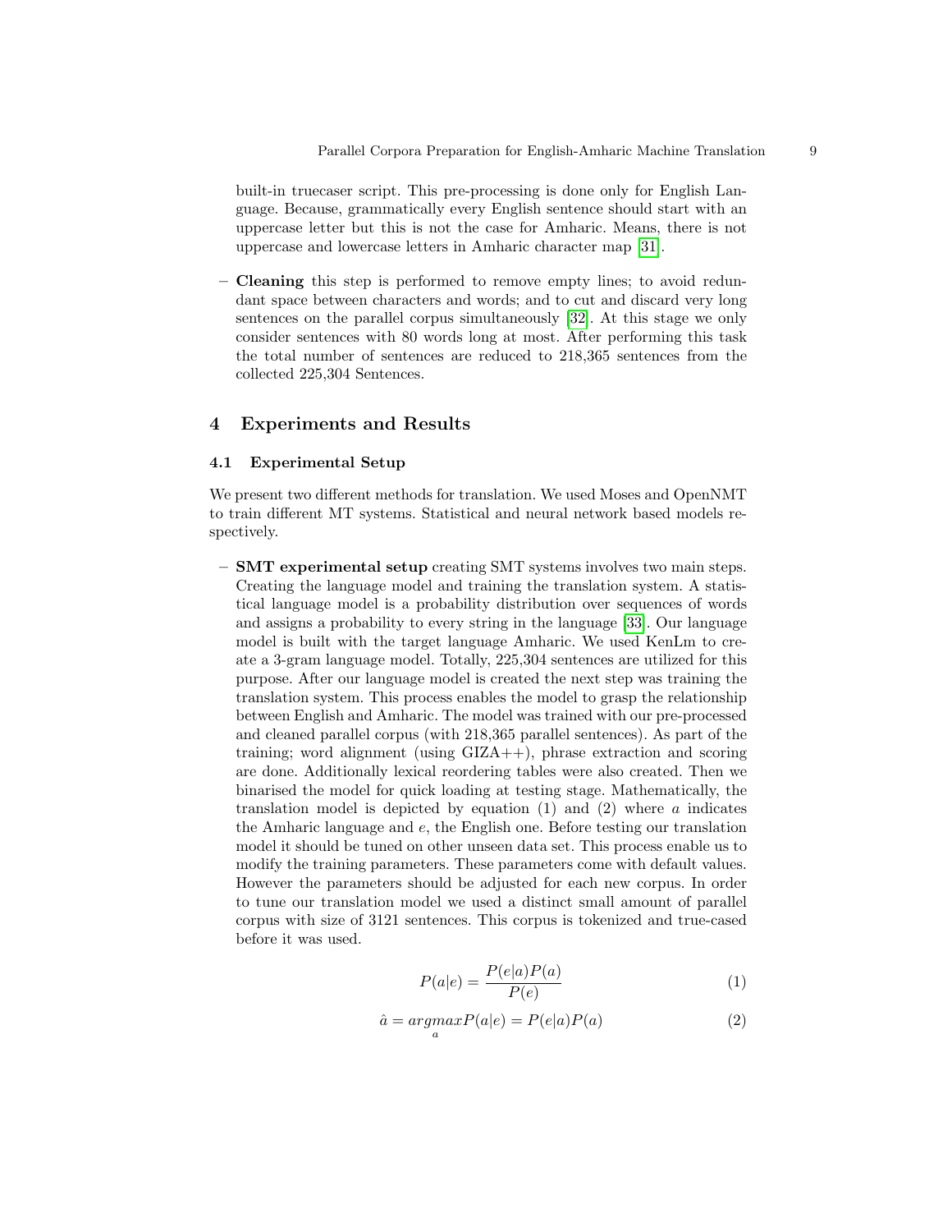built-in truecaser script. This pre-processing is done only for English Language. Because, grammatically every English sentence should start with an uppercase letter but this is not the case for Amharic. Means, there is not uppercase and lowercase letters in Amharic character map [31].

- **Cleaning** this step is performed to remove empty lines; to avoid redundant space between characters and words; and to cut and discard very long sentences on the parallel corpus simultaneously [32]. At this stage we only consider sentences with 80 words long at most. After performing this task the total number of sentences are reduced to 218,365 sentences from the collected 225,304 Sentences.

## 4 Experiments and Results

### 4.1 Experimental Setup

We present two different methods for translation. We used Moses and OpenNMT to train different MT systems. Statistical and neural network based models respectively.

- **SMT experimental setup** creating SMT systems involves two main steps. Creating the language model and training the translation system. A statistical language model is a probability distribution over sequences of words and assigns a probability to every string in the language [33]. Our language model is built with the target language Amharic. We used KenLm to create a 3-gram language model. Totally, 225,304 sentences are utilized for this purpose. After our language model is created the next step was training the translation system. This process enables the model to grasp the relationship between English and Amharic. The model was trained with our pre-processed and cleaned parallel corpus (with 218,365 parallel sentences). As part of the training; word alignment (using GIZA++), phrase extraction and scoring are done. Additionally lexical reordering tables were also created. Then we binarised the model for quick loading at testing stage. Mathematically, the translation model is depicted by equation (1) and (2) where $a$ indicates the Amharic language and $e$, the English one. Before testing our translation model it should be tuned on other unseen data set. This process enable us to modify the training parameters. These parameters come with default values. However the parameters should be adjusted for each new corpus. In order to tune our translation model we used a distinct small amount of parallel corpus with size of 3121 sentences. This corpus is tokenized and true-cased before it was used.

$$P(a|e) = \frac{P(e|a)P(a)}{P(e)} \tag{1}$$

$$\hat{a} = \underset{a}{argmax} P(a|e) = P(e|a)P(a) \tag{2}$$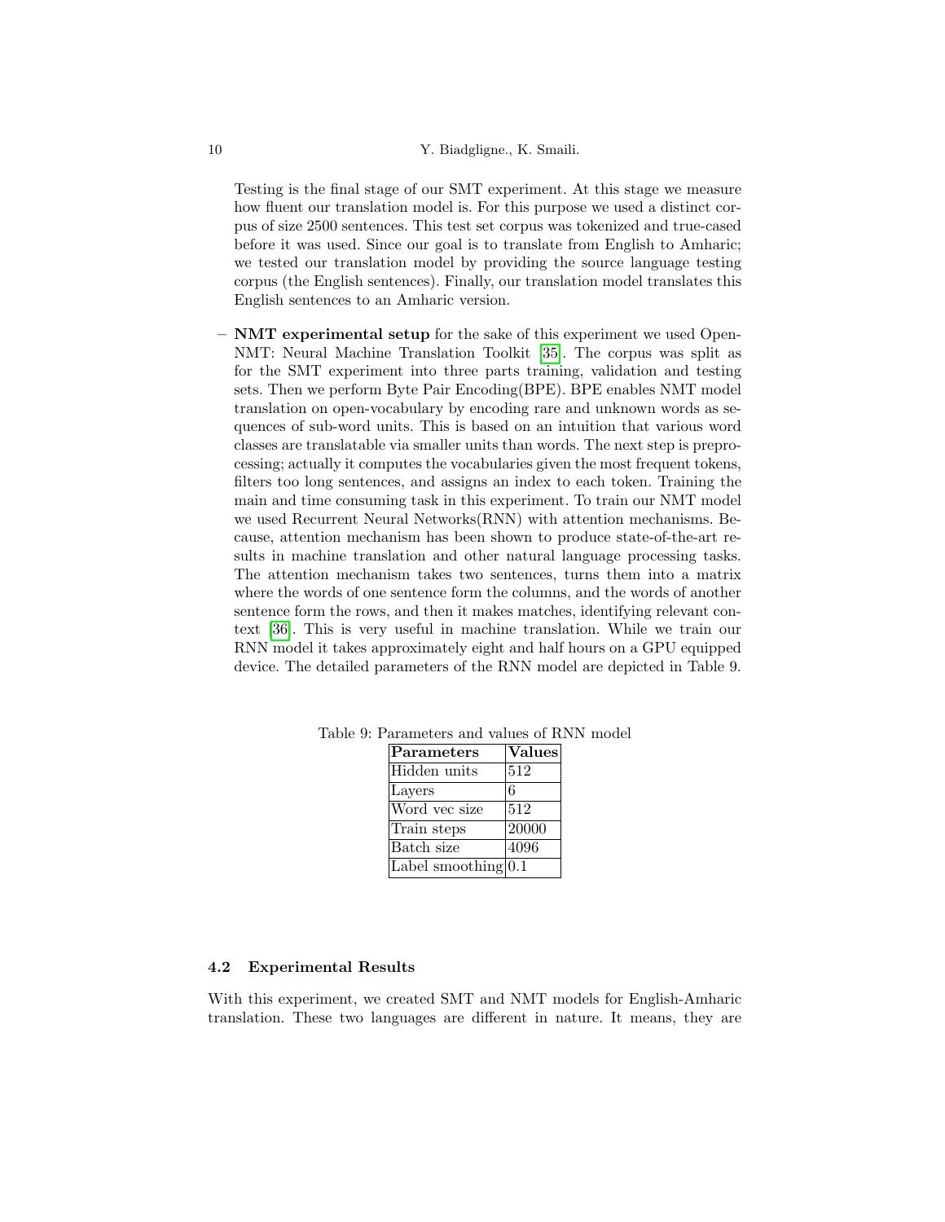Testing is the final stage of our SMT experiment. At this stage we measure how fluent our translation model is. For this purpose we used a distinct corpus of size 2500 sentences. This test set corpus was tokenized and true-cased before it was used. Since our goal is to translate from English to Amharic; we tested our translation model by providing the source language testing corpus (the English sentences). Finally, our translation model translates this English sentences to an Amharic version.

- **NMT experimental setup** for the sake of this experiment we used OpenNMT: Neural Machine Translation Toolkit [35]. The corpus was split as for the SMT experiment into three parts training, validation and testing sets. Then we perform Byte Pair Encoding(BPE). BPE enables NMT model translation on open-vocabulary by encoding rare and unknown words as sequences of sub-word units. This is based on an intuition that various word classes are translatable via smaller units than words. The next step is preprocessing; actually it computes the vocabularies given the most frequent tokens, filters too long sentences, and assigns an index to each token. Training the main and time consuming task in this experiment. To train our NMT model we used Recurrent Neural Networks(RNN) with attention mechanisms. Because, attention mechanism has been shown to produce state-of-the-art results in machine translation and other natural language processing tasks. The attention mechanism takes two sentences, turns them into a matrix where the words of one sentence form the columns, and the words of another sentence form the rows, and then it makes matches, identifying relevant context [36]. This is very useful in machine translation. While we train our RNN model it takes approximately eight and half hours on a GPU equipped device. The detailed parameters of the RNN model are depicted in Table 9.

Table 9: Parameters and values of RNN model

| **Parameters** | **Values** |
| --- | --- |
| Hidden units | 512 |
| Layers | 6 |
| Word vec size | 512 |
| Train steps | 20000 |
| Batch size | 4096 |
| Label smoothing | 0.1 |

### 4.2 Experimental Results

With this experiment, we created SMT and NMT models for English-Amharic translation. These two languages are different in nature. It means, they are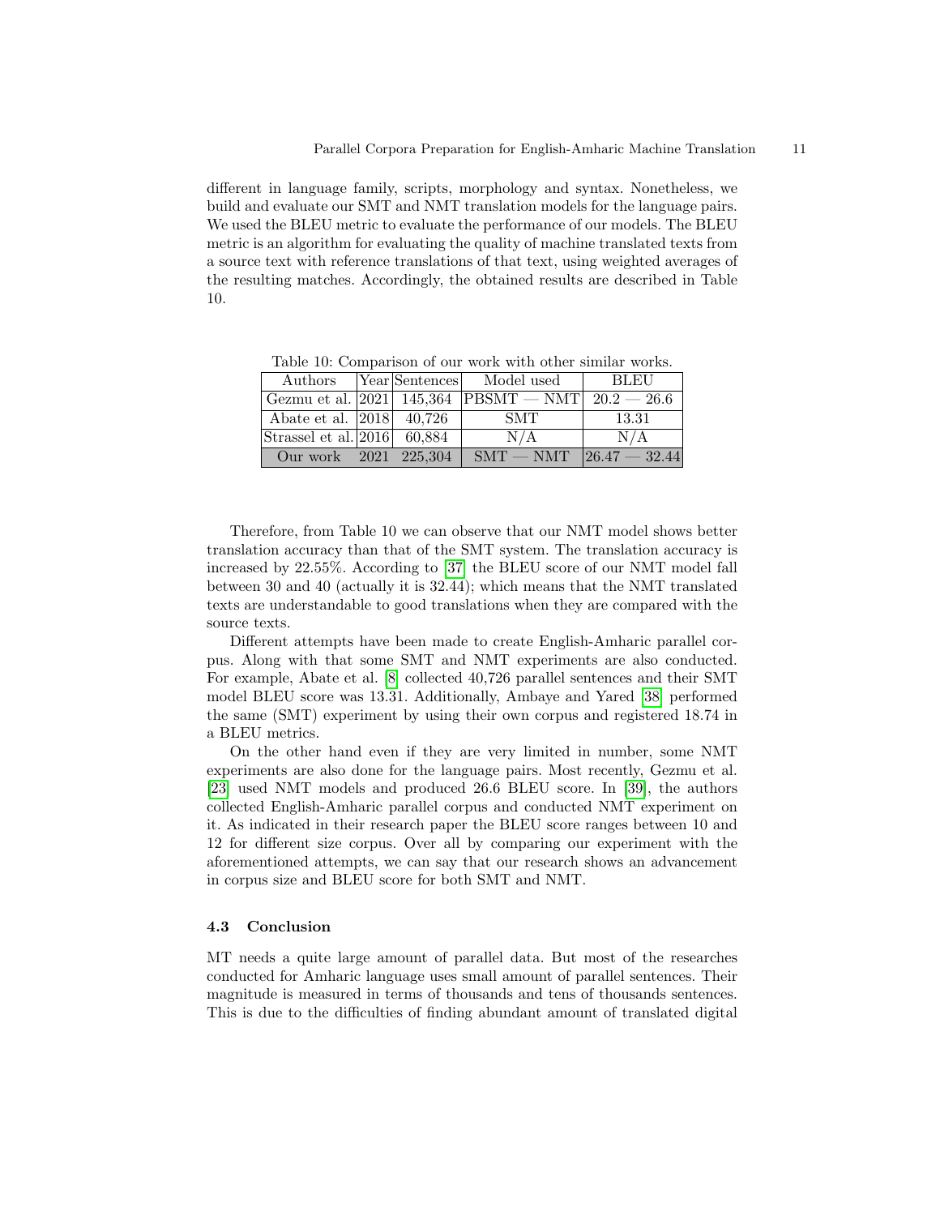different in language family, scripts, morphology and syntax. Nonetheless, we build and evaluate our SMT and NMT translation models for the language pairs. We used the BLEU metric to evaluate the performance of our models. The BLEU metric is an algorithm for evaluating the quality of machine translated texts from a source text with reference translations of that text, using weighted averages of the resulting matches. Accordingly, the obtained results are described in Table 10.

Table 10: Comparison of our work with other similar works.

| Authors | Year | Sentences | Model used | BLEU |
|---|---|---|---|---|
| Gezmu et al. | 2021 | 145,364 | PBSMT — NMT | 20.2 — 26.6 |
| Abate et al. | 2018 | 40,726 | SMT | 13.31 |
| Strassel et al. | 2016 | 60,884 | N/A | N/A |
| Our work | 2021 | 225,304 | SMT — NMT | 26.47 — 32.44 |

Therefore, from Table 10 we can observe that our NMT model shows better translation accuracy than that of the SMT system. The translation accuracy is increased by 22.55%. According to [37] the BLEU score of our NMT model fall between 30 and 40 (actually it is 32.44); which means that the NMT translated texts are understandable to good translations when they are compared with the source texts.

Different attempts have been made to create English-Amharic parallel corpus. Along with that some SMT and NMT experiments are also conducted. For example, Abate et al. [8] collected 40,726 parallel sentences and their SMT model BLEU score was 13.31. Additionally, Ambaye and Yared [38] performed the same (SMT) experiment by using their own corpus and registered 18.74 in a BLEU metrics.

On the other hand even if they are very limited in number, some NMT experiments are also done for the language pairs. Most recently, Gezmu et al. [23] used NMT models and produced 26.6 BLEU score. In [39], the authors collected English-Amharic parallel corpus and conducted NMT experiment on it. As indicated in their research paper the BLEU score ranges between 10 and 12 for different size corpus. Over all by comparing our experiment with the aforementioned attempts, we can say that our research shows an advancement in corpus size and BLEU score for both SMT and NMT.

### 4.3 Conclusion

MT needs a quite large amount of parallel data. But most of the researches conducted for Amharic language uses small amount of parallel sentences. Their magnitude is measured in terms of thousands and tens of thousands sentences. This is due to the difficulties of finding abundant amount of translated digital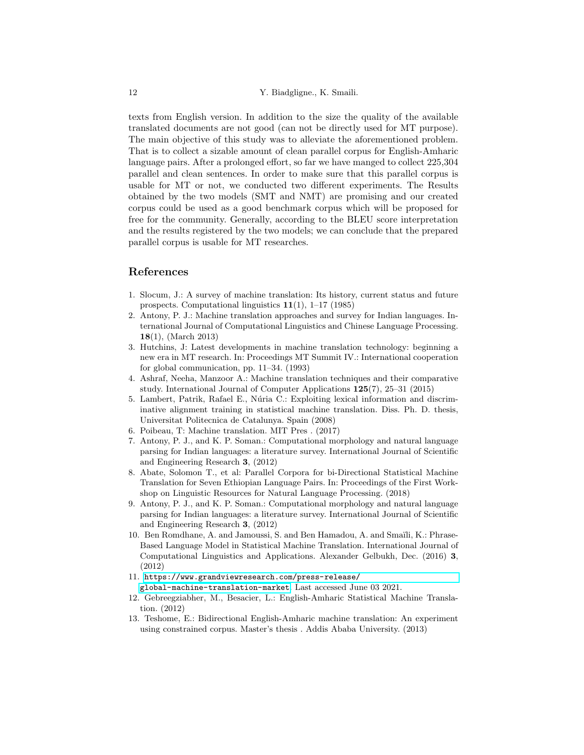texts from English version. In addition to the size the quality of the available translated documents are not good (can not be directly used for MT purpose). The main objective of this study was to alleviate the aforementioned problem. That is to collect a sizable amount of clean parallel corpus for English-Amharic language pairs. After a prolonged effort, so far we have manged to collect 225,304 parallel and clean sentences. In order to make sure that this parallel corpus is usable for MT or not, we conducted two different experiments. The Results obtained by the two models (SMT and NMT) are promising and our created corpus could be used as a good benchmark corpus which will be proposed for free for the community. Generally, according to the BLEU score interpretation and the results registered by the two models; we can conclude that the prepared parallel corpus is usable for MT researches.

## References

1. Slocum, J.: A survey of machine translation: Its history, current status and future prospects. Computational linguistics **11**(1), 1–17 (1985)
2. Antony, P. J.: Machine translation approaches and survey for Indian languages. International Journal of Computational Linguistics and Chinese Language Processing. **18**(1), (March 2013)
3. Hutchins, J: Latest developments in machine translation technology: beginning a new era in MT research. In: Proceedings MT Summit IV.: International cooperation for global communication, pp. 11–34. (1993)
4. Ashraf, Neeha, Manzoor A.: Machine translation techniques and their comparative study. International Journal of Computer Applications **125**(7), 25–31 (2015)
5. Lambert, Patrik, Rafael E., Núria C.: Exploiting lexical information and discriminative alignment training in statistical machine translation. Diss. Ph. D. thesis, Universitat Politecnica de Catalunya. Spain (2008)
6. Poibeau, T: Machine translation. MIT Pres . (2017)
7. Antony, P. J., and K. P. Soman.: Computational morphology and natural language parsing for Indian languages: a literature survey. International Journal of Scientific and Engineering Research **3**, (2012)
8. Abate, Solomon T., et al: Parallel Corpora for bi-Directional Statistical Machine Translation for Seven Ethiopian Language Pairs. In: Proceedings of the First Workshop on Linguistic Resources for Natural Language Processing. (2018)
9. Antony, P. J., and K. P. Soman.: Computational morphology and natural language parsing for Indian languages: a literature survey. International Journal of Scientific and Engineering Research **3**, (2012)
10. Ben Romdhane, A. and Jamoussi, S. and Ben Hamadou, A. and Smaïli, K.: Phrase-Based Language Model in Statistical Machine Translation. International Journal of Computational Linguistics and Applications. Alexander Gelbukh, Dec. (2016) **3**, (2012)
11. https://www.grandviewresearch.com/press-release/global-machine-translation-market. Last accessed June 03 2021.
12. Gebreegziabher, M., Besacier, L.: English-Amharic Statistical Machine Translation. (2012)
13. Teshome, E.: Bidirectional English-Amharic machine translation: An experiment using constrained corpus. Master's thesis . Addis Ababa University. (2013)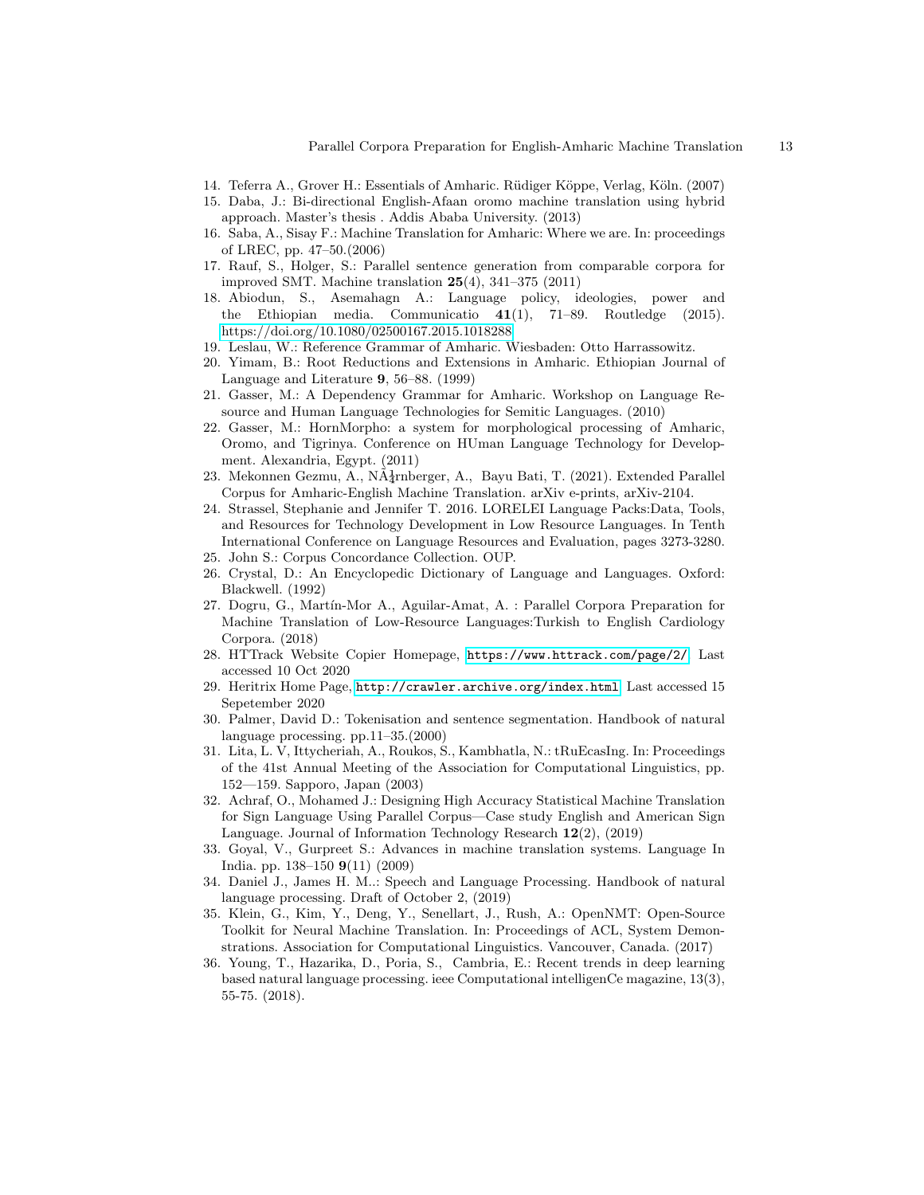14. Teferra A., Grover H.: Essentials of Amharic. Rüdiger Köppe, Verlag, Köln. (2007)
15. Daba, J.: Bi-directional English-Afaan oromo machine translation using hybrid approach. Master's thesis . Addis Ababa University. (2013)
16. Saba, A., Sisay F.: Machine Translation for Amharic: Where we are. In: proceedings of LREC, pp. 47–50.(2006)
17. Rauf, S., Holger, S.: Parallel sentence generation from comparable corpora for improved SMT. Machine translation **25**(4), 341–375 (2011)
18. Abiodun, S., Asemahagn A.: Language policy, ideologies, power and the Ethiopian media. Communicatio **41**(1), 71–89. Routledge (2015). https://doi.org/10.1080/02500167.2015.1018288
19. Leslau, W.: Reference Grammar of Amharic. Wiesbaden: Otto Harrassowitz.
20. Yimam, B.: Root Reductions and Extensions in Amharic. Ethiopian Journal of Language and Literature **9**, 56–88. (1999)
21. Gasser, M.: A Dependency Grammar for Amharic. Workshop on Language Resource and Human Language Technologies for Semitic Languages. (2010)
22. Gasser, M.: HornMorpho: a system for morphological processing of Amharic, Oromo, and Tigrinya. Conference on HUman Language Technology for Development. Alexandria, Egypt. (2011)
23. Mekonnen Gezmu, A., NÃ¼rnberger, A., Bayu Bati, T. (2021). Extended Parallel Corpus for Amharic-English Machine Translation. arXiv e-prints, arXiv-2104.
24. Strassel, Stephanie and Jennifer T. 2016. LORELEI Language Packs:Data, Tools, and Resources for Technology Development in Low Resource Languages. In Tenth International Conference on Language Resources and Evaluation, pages 3273-3280.
25. John S.: Corpus Concordance Collection. OUP.
26. Crystal, D.: An Encyclopedic Dictionary of Language and Languages. Oxford: Blackwell. (1992)
27. Dogru, G., Martín-Mor A., Aguilar-Amat, A. : Parallel Corpora Preparation for Machine Translation of Low-Resource Languages:Turkish to English Cardiology Corpora. (2018)
28. HTTrack Website Copier Homepage, `https://www.httrack.com/page/2/` Last accessed 10 Oct 2020
29. Heritrix Home Page, `http://crawler.archive.org/index.html` Last accessed 15 Sepetember 2020
30. Palmer, David D.: Tokenisation and sentence segmentation. Handbook of natural language processing. pp.11–35.(2000)
31. Lita, L. V, Ittycheriah, A., Roukos, S., Kambhatla, N.: tRuEcasIng. In: Proceedings of the 41st Annual Meeting of the Association for Computational Linguistics, pp. 152—159. Sapporo, Japan (2003)
32. Achraf, O., Mohamed J.: Designing High Accuracy Statistical Machine Translation for Sign Language Using Parallel Corpus—Case study English and American Sign Language. Journal of Information Technology Research **12**(2), (2019)
33. Goyal, V., Gurpreet S.: Advances in machine translation systems. Language In India. pp. 138–150 **9**(11) (2009)
34. Daniel J., James H. M..: Speech and Language Processing. Handbook of natural language processing. Draft of October 2, (2019)
35. Klein, G., Kim, Y., Deng, Y., Senellart, J., Rush, A.: OpenNMT: Open-Source Toolkit for Neural Machine Translation. In: Proceedings of ACL, System Demonstrations. Association for Computational Linguistics. Vancouver, Canada. (2017)
36. Young, T., Hazarika, D., Poria, S., Cambria, E.: Recent trends in deep learning based natural language processing. ieee Computational intelligenCe magazine, 13(3), 55-75. (2018).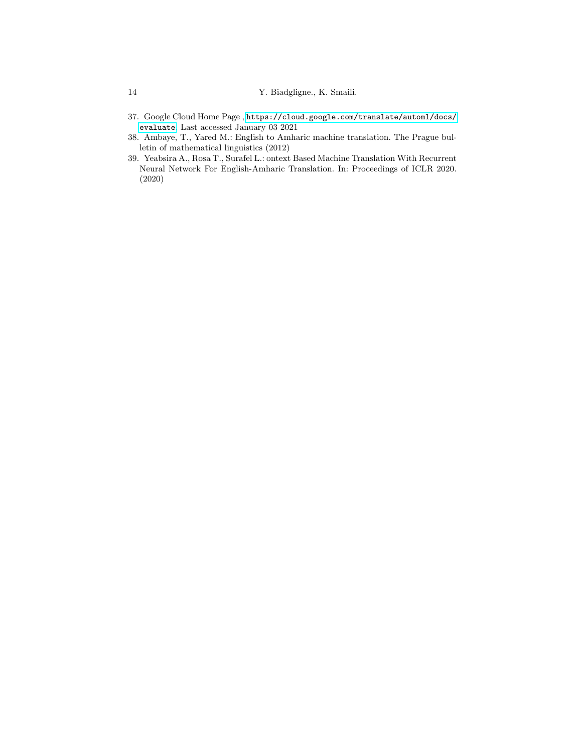37. Google Cloud Home Page , https://cloud.google.com/translate/automl/docs/evaluate. Last accessed January 03 2021
38. Ambaye, T., Yared M.: English to Amharic machine translation. The Prague bulletin of mathematical linguistics (2012)
39. Yeabsira A., Rosa T., Surafel L.: ontext Based Machine Translation With Recurrent Neural Network For English-Amharic Translation. In: Proceedings of ICLR 2020. (2020)